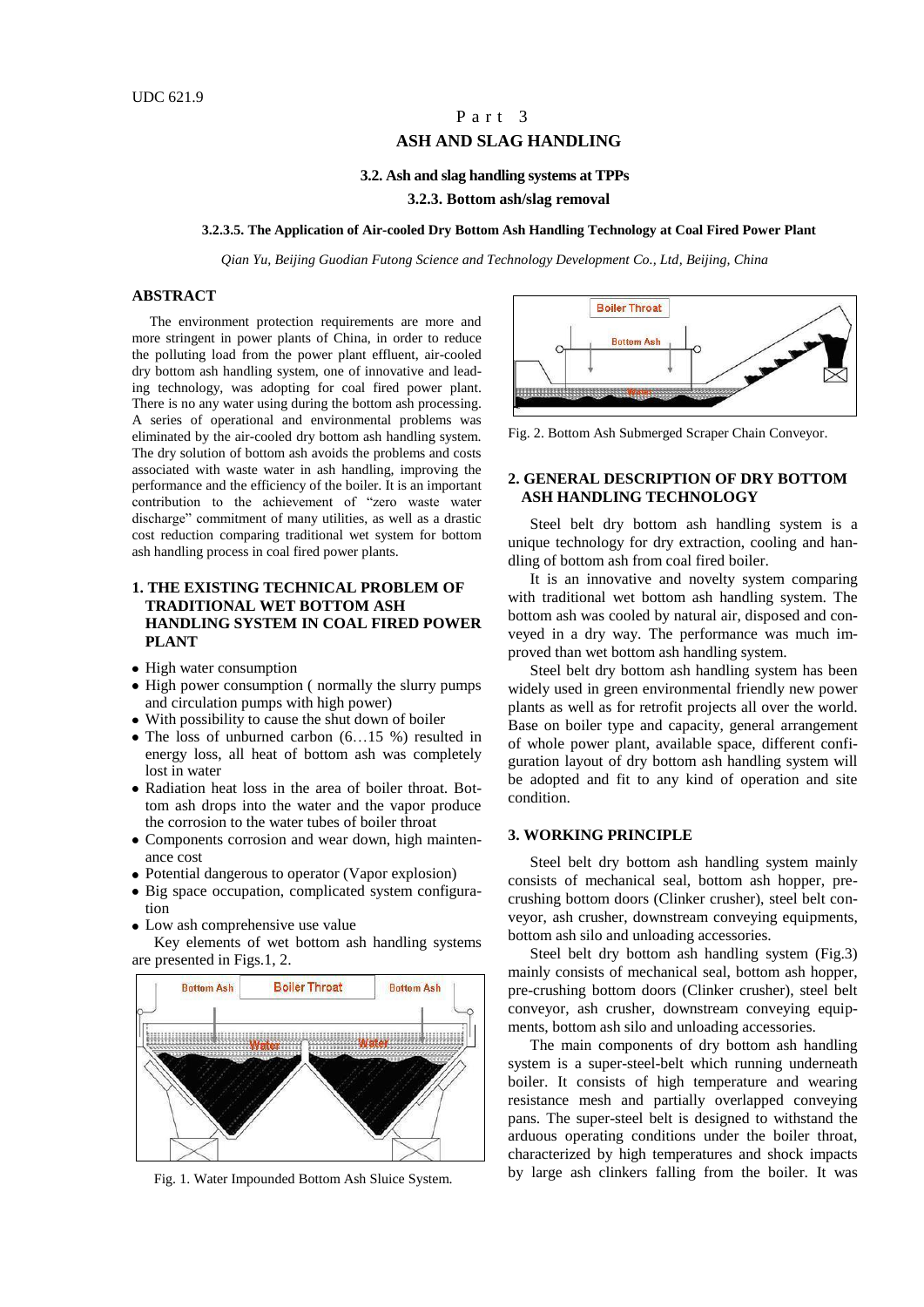UDC 621.9

# Part 3

# ASH AND SLAG HANDLING

## 3.2. Ash and slag handling systems at TPPs

### 3.2.3. Bottom ash/slag removal

#### 3.2.3.5. The Application of Air-cooled Dry Bottom Ash Handling Technology at Coal Fired Power Plant

*Qian Yu, Beijing Guodian Futong Science and Technology Development Co., Ltd, Beijing, China*

## ABSTRACT

The environment protection requirements are more and more stringent in power plants of China, in order to reduce the polluting load from the power plant effluent, air-cooled dry bottom ash handling system, one of innovative and leading technology, was adopting for coal fired power plant. There is no any water using during the bottom ash processing. A series of operational and environmental problems was eliminated by the air-cooled dry bottom ash handling system. The dry solution of bottom ash avoids the problems and costs associated with waste water in ash handling, improving the performance and the efficiency of the boiler. It is an important contribution to the achievement of "zero waste water discharge" commitment of many utilities, as well as a drastic cost reduction comparing traditional wet system for bottom ash handling process in coal fired power plants.

## 1. THE EXISTING TECHNICAL PROBLEM OF TRADITIONAL WET BOTTOM ASH HANDLING SYSTEM IN COAL FIRED POWER PLANT

- High water consumption
- High power consumption ( normally the slurry pumps and circulation pumps with high power)
- With possibility to cause the shut down of boiler
- The loss of unburned carbon (6…15 %) resulted in energy loss, all heat of bottom ash was completely lost in water
- Radiation heat loss in the area of boiler throat. Bottom ash drops into the water and the vapor produce the corrosion to the water tubes of boiler throat
- Components corrosion and wear down, high maintenance cost
- Potential dangerous to operator (Vapor explosion)
- Big space occupation, complicated system configuration
- Low ash comprehensive use value

Key elements of wet bottom ash handling systems are presented in Figs.1, 2.

Bottom Ash
Boiler Throat
Bottom Ash
Water
Water

Fig. 1. Water Impounded Bottom Ash Sluice System.

Boiler Throat
Bottom Ash
Water

Fig. 2. Bottom Ash Submerged Scraper Chain Conveyor.

## 2. GENERAL DESCRIPTION OF DRY BOTTOM ASH HANDLING TECHNOLOGY

Steel belt dry bottom ash handling system is a unique technology for dry extraction, cooling and handling of bottom ash from coal fired boiler.

It is an innovative and novelty system comparing with traditional wet bottom ash handling system. The bottom ash was cooled by natural air, disposed and conveyed in a dry way. The performance was much improved than wet bottom ash handling system.

Steel belt dry bottom ash handling system has been widely used in green environmental friendly new power plants as well as for retrofit projects all over the world. Base on boiler type and capacity, general arrangement of whole power plant, available space, different configuration layout of dry bottom ash handling system will be adopted and fit to any kind of operation and site condition.

## 3. WORKING PRINCIPLE

Steel belt dry bottom ash handling system mainly consists of mechanical seal, bottom ash hopper, pre-crushing bottom doors (Clinker crusher), steel belt conveyor, ash crusher, downstream conveying equipments, bottom ash silo and unloading accessories.

Steel belt dry bottom ash handling system (Fig.3) mainly consists of mechanical seal, bottom ash hopper, pre-crushing bottom doors (Clinker crusher), steel belt conveyor, ash crusher, downstream conveying equipments, bottom ash silo and unloading accessories.

The main components of dry bottom ash handling system is a super-steel-belt which running underneath boiler. It consists of high temperature and wearing resistance mesh and partially overlapped conveying pans. The super-steel belt is designed to withstand the arduous operating conditions under the boiler throat, characterized by high temperatures and shock impacts by large ash clinkers falling from the boiler. It was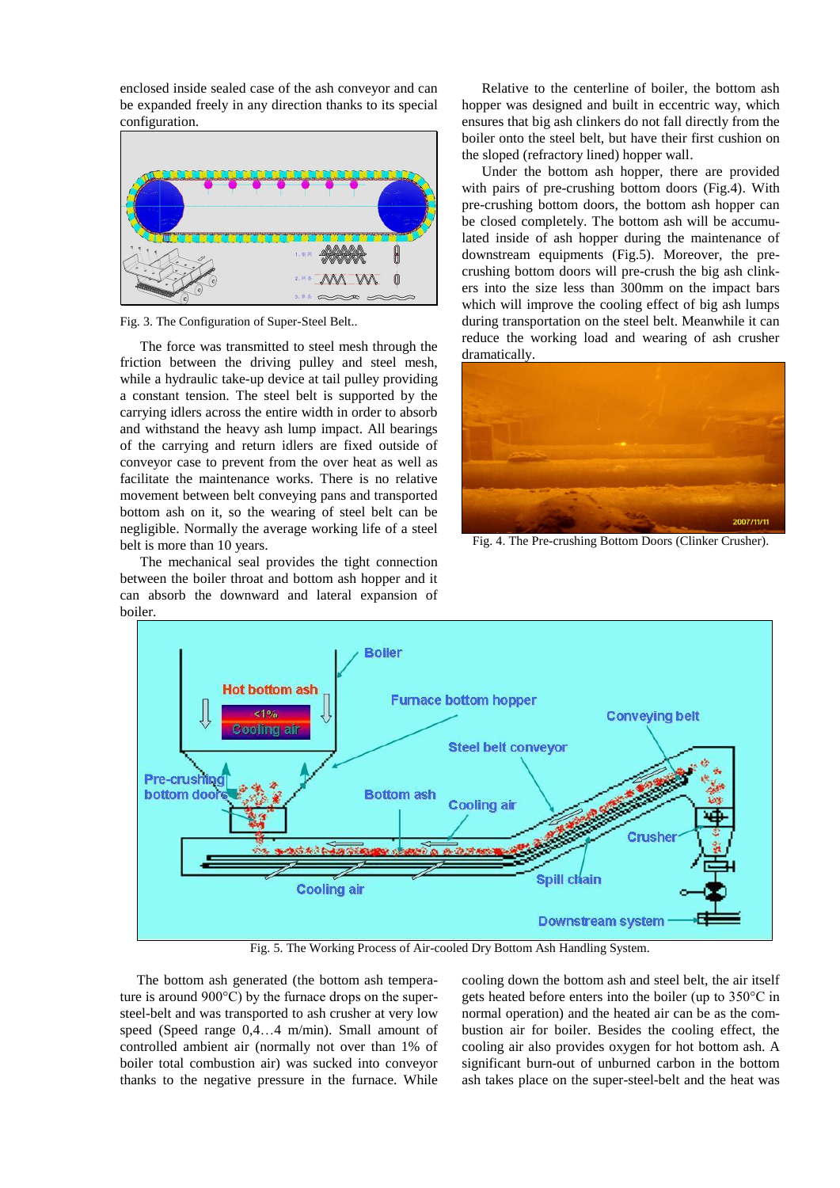enclosed inside sealed case of the ash conveyor and can be expanded freely in any direction thanks to its special configuration.

Fig. 3. The Configuration of Super-Steel Belt..

The force was transmitted to steel mesh through the friction between the driving pulley and steel mesh, while a hydraulic take-up device at tail pulley providing a constant tension. The steel belt is supported by the carrying idlers across the entire width in order to absorb and withstand the heavy ash lump impact. All bearings of the carrying and return idlers are fixed outside of conveyor case to prevent from the over heat as well as facilitate the maintenance works. There is no relative movement between belt conveying pans and transported bottom ash on it, so the wearing of steel belt can be negligible. Normally the average working life of a steel belt is more than 10 years.

The mechanical seal provides the tight connection between the boiler throat and bottom ash hopper and it can absorb the downward and lateral expansion of boiler.

Relative to the centerline of boiler, the bottom ash hopper was designed and built in eccentric way, which ensures that big ash clinkers do not fall directly from the boiler onto the steel belt, but have their first cushion on the sloped (refractory lined) hopper wall.

Under the bottom ash hopper, there are provided with pairs of pre-crushing bottom doors (Fig.4). With pre-crushing bottom doors, the bottom ash hopper can be closed completely. The bottom ash will be accumulated inside of ash hopper during the maintenance of downstream equipments (Fig.5). Moreover, the pre-crushing bottom doors will pre-crush the big ash clinkers into the size less than 300mm on the impact bars which will improve the cooling effect of big ash lumps during transportation on the steel belt. Meanwhile it can reduce the working load and wearing of ash crusher dramatically.

Fig. 4. The Pre-crushing Bottom Doors (Clinker Crusher).

Fig. 5. The Working Process of Air-cooled Dry Bottom Ash Handling System.

The bottom ash generated (the bottom ash temperature is around 900°C) by the furnace drops on the super-steel-belt and was transported to ash crusher at very low speed (Speed range 0,4…4 m/min). Small amount of controlled ambient air (normally not over than 1% of boiler total combustion air) was sucked into conveyor thanks to the negative pressure in the furnace. While cooling down the bottom ash and steel belt, the air itself gets heated before enters into the boiler (up to 350°C in normal operation) and the heated air can be as the combustion air for boiler. Besides the cooling effect, the cooling air also provides oxygen for hot bottom ash. A significant burn-out of unburned carbon in the bottom ash takes place on the super-steel-belt and the heat was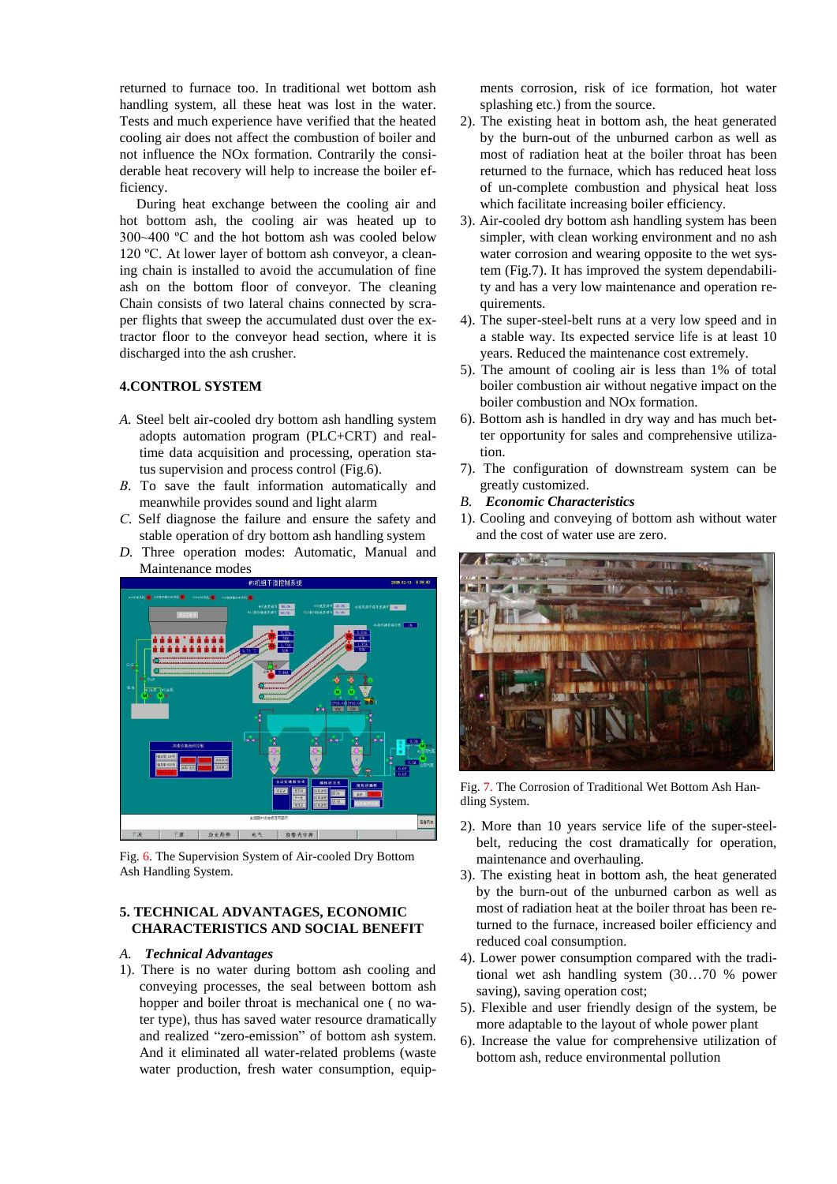returned to furnace too. In traditional wet bottom ash handling system, all these heat was lost in the water. Tests and much experience have verified that the heated cooling air does not affect the combustion of boiler and not influence the NOx formation. Contrarily the considerable heat recovery will help to increase the boiler efficiency.

During heat exchange between the cooling air and hot bottom ash, the cooling air was heated up to 300~400 ºC and the hot bottom ash was cooled below 120 ºC. At lower layer of bottom ash conveyor, a cleaning chain is installed to avoid the accumulation of fine ash on the bottom floor of conveyor. The cleaning Chain consists of two lateral chains connected by scraper flights that sweep the accumulated dust over the extractor floor to the conveyor head section, where it is discharged into the ash crusher.

## 4.CONTROL SYSTEM

*A.* Steel belt air-cooled dry bottom ash handling system adopts automation program (PLC+CRT) and real-time data acquisition and processing, operation status supervision and process control (Fig.6).

*B.* To save the fault information automatically and meanwhile provides sound and light alarm

*C.* Self diagnose the failure and ensure the safety and stable operation of dry bottom ash handling system

*D.* Three operation modes: Automatic, Manual and Maintenance modes

Fig. 6. The Supervision System of Air-cooled Dry Bottom Ash Handling System.

## 5. TECHNICAL ADVANTAGES, ECONOMIC CHARACTERISTICS AND SOCIAL BENEFIT

### *A. Technical Advantages*

1). There is no water during bottom ash cooling and conveying processes, the seal between bottom ash hopper and boiler throat is mechanical one ( no water type), thus has saved water resource dramatically and realized "zero-emission" of bottom ash system. And it eliminated all water-related problems (waste water production, fresh water consumption, equipments corrosion, risk of ice formation, hot water splashing etc.) from the source.

2). The existing heat in bottom ash, the heat generated by the burn-out of the unburned carbon as well as most of radiation heat at the boiler throat has been returned to the furnace, which has reduced heat loss of un-complete combustion and physical heat loss which facilitate increasing boiler efficiency.

3). Air-cooled dry bottom ash handling system has been simpler, with clean working environment and no ash water corrosion and wearing opposite to the wet system (Fig.7). It has improved the system dependability and has a very low maintenance and operation requirements.

4). The super-steel-belt runs at a very low speed and in a stable way. Its expected service life is at least 10 years. Reduced the maintenance cost extremely.

5). The amount of cooling air is less than 1% of total boiler combustion air without negative impact on the boiler combustion and NOx formation.

6). Bottom ash is handled in dry way and has much better opportunity for sales and comprehensive utilization.

7). The configuration of downstream system can be greatly customized.

### *B. Economic Characteristics*

1). Cooling and conveying of bottom ash without water and the cost of water use are zero.

Fig. 7. The Corrosion of Traditional Wet Bottom Ash Handling System.

2). More than 10 years service life of the super-steel-belt, reducing the cost dramatically for operation, maintenance and overhauling.

3). The existing heat in bottom ash, the heat generated by the burn-out of the unburned carbon as well as most of radiation heat at the boiler throat has been returned to the furnace, increased boiler efficiency and reduced coal consumption.

4). Lower power consumption compared with the traditional wet ash handling system (30…70 % power saving), saving operation cost;

5). Flexible and user friendly design of the system, be more adaptable to the layout of whole power plant

6). Increase the value for comprehensive utilization of bottom ash, reduce environmental pollution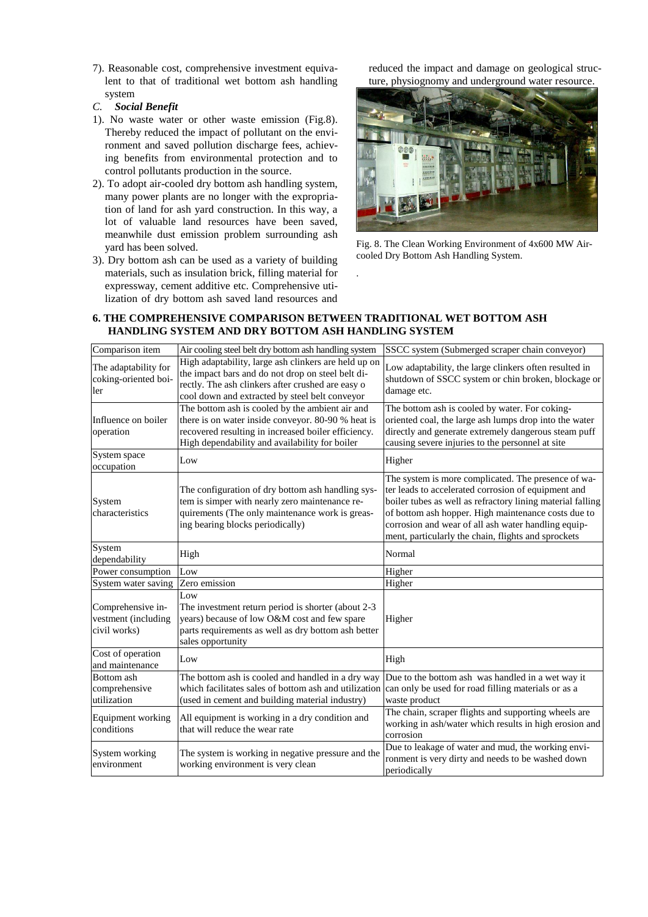7). Reasonable cost, comprehensive investment equivalent to that of traditional wet bottom ash handling system

*C. **Social Benefit***

1). No waste water or other waste emission (Fig.8). Thereby reduced the impact of pollutant on the environment and saved pollution discharge fees, achieving benefits from environmental protection and to control pollutants production in the source.

2). To adopt air-cooled dry bottom ash handling system, many power plants are no longer with the expropriation of land for ash yard construction. In this way, a lot of valuable land resources have been saved, meanwhile dust emission problem surrounding ash yard has been solved.

3). Dry bottom ash can be used as a variety of building materials, such as insulation brick, filling material for expressway, cement additive etc. Comprehensive utilization of dry bottom ash saved land resources and reduced the impact and damage on geological structure, physiognomy and underground water resource.

Fig. 8. The Clean Working Environment of 4x600 MW Air-cooled Dry Bottom Ash Handling System.

## 6. THE COMPREHENSIVE COMPARISON BETWEEN TRADITIONAL WET BOTTOM ASH HANDLING SYSTEM AND DRY BOTTOM ASH HANDLING SYSTEM

| Comparison item | Air cooling steel belt dry bottom ash handling system | SSCC system (Submerged scraper chain conveyor) |
|---|---|---|
| The adaptability for coking-oriented boiler | High adaptability, large ash clinkers are held up on the impact bars and do not drop on steel belt directly. The ash clinkers after crushed are easy o cool down and extracted by steel belt conveyor | Low adaptability, the large clinkers often resulted in shutdown of SSCC system or chin broken, blockage or damage etc. |
| Influence on boiler operation | The bottom ash is cooled by the ambient air and there is on water inside conveyor. 80-90 % heat is recovered resulting in increased boiler efficiency. High dependability and availability for boiler | The bottom ash is cooled by water. For coking-oriented coal, the large ash lumps drop into the water directly and generate extremely dangerous steam puff causing severe injuries to the personnel at site |
| System space occupation | Low | Higher |
| System characteristics | The configuration of dry bottom ash handling system is simper with nearly zero maintenance requirements (The only maintenance work is greasing bearing blocks periodically) | The system is more complicated. The presence of water leads to accelerated corrosion of equipment and boiler tubes as well as refractory lining material falling of bottom ash hopper. High maintenance costs due to corrosion and wear of all ash water handling equipment, particularly the chain, flights and sprockets |
| System dependability | High | Normal |
| Power consumption | Low | Higher |
| System water saving | Zero emission | Higher |
| Comprehensive investment (including civil works) | Low<br>The investment return period is shorter (about 2-3 years) because of low O&M cost and few spare parts requirements as well as dry bottom ash better sales opportunity | Higher |
| Cost of operation and maintenance | Low | High |
| Bottom ash comprehensive utilization | The bottom ash is cooled and handled in a dry way which facilitates sales of bottom ash and utilization (used in cement and building material industry) | Due to the bottom ash was handled in a wet way it can only be used for road filling materials or as a waste product |
| Equipment working conditions | All equipment is working in a dry condition and that will reduce the wear rate | The chain, scraper flights and supporting wheels are working in ash/water which results in high erosion and corrosion |
| System working environment | The system is working in negative pressure and the working environment is very clean | Due to leakage of water and mud, the working environment is very dirty and needs to be washed down periodically |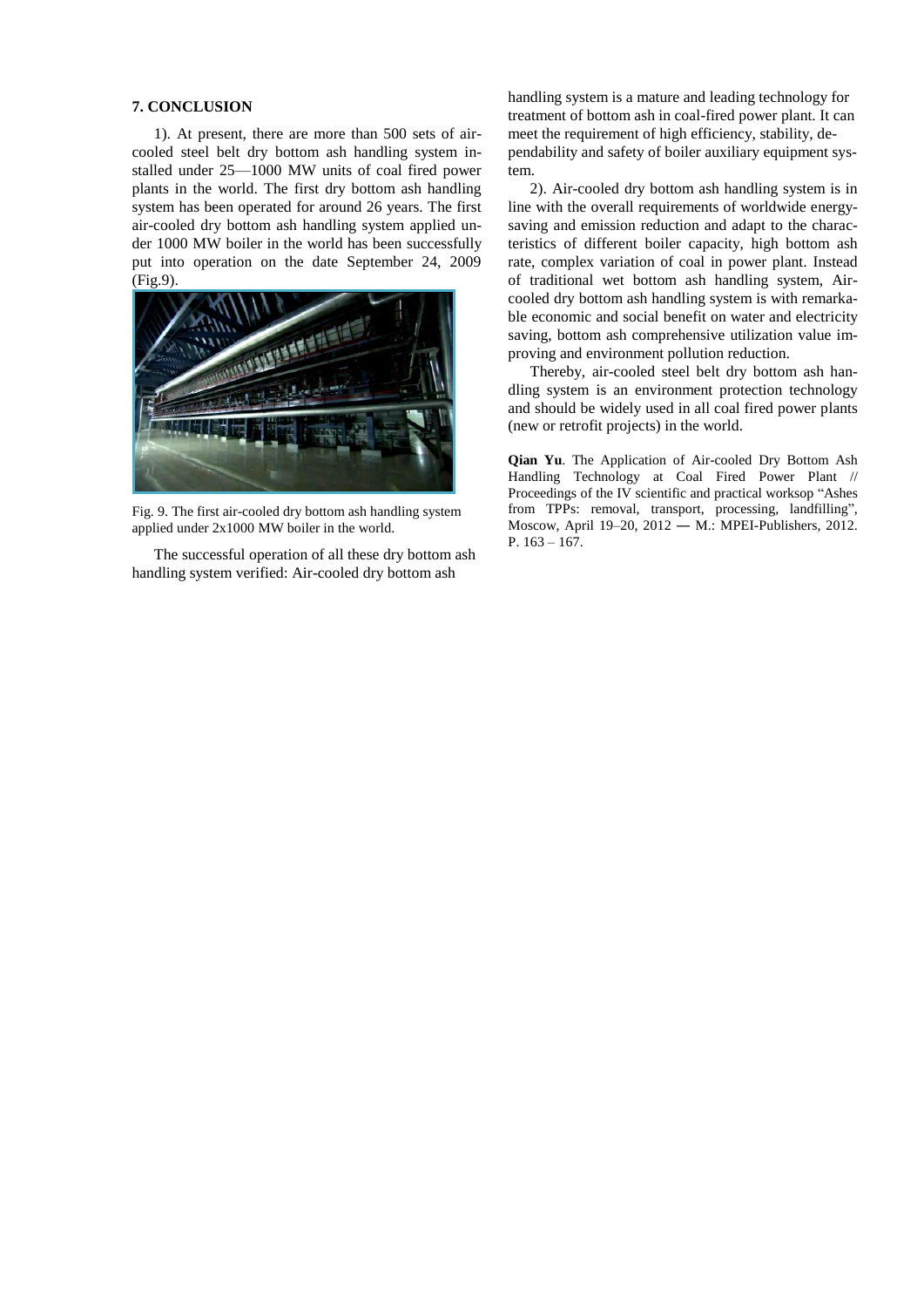## 7. CONCLUSION

1). At present, there are more than 500 sets of air-cooled steel belt dry bottom ash handling system installed under 25—1000 MW units of coal fired power plants in the world. The first dry bottom ash handling system has been operated for around 26 years. The first air-cooled dry bottom ash handling system applied under 1000 MW boiler in the world has been successfully put into operation on the date September 24, 2009 (Fig.9).

Fig. 9. The first air-cooled dry bottom ash handling system applied under 2x1000 MW boiler in the world.

The successful operation of all these dry bottom ash handling system verified: Air-cooled dry bottom ash handling system is a mature and leading technology for treatment of bottom ash in coal-fired power plant. It can meet the requirement of high efficiency, stability, dependability and safety of boiler auxiliary equipment system.

2). Air-cooled dry bottom ash handling system is in line with the overall requirements of worldwide energy-saving and emission reduction and adapt to the characteristics of different boiler capacity, high bottom ash rate, complex variation of coal in power plant. Instead of traditional wet bottom ash handling system, Air-cooled dry bottom ash handling system is with remarkable economic and social benefit on water and electricity saving, bottom ash comprehensive utilization value improving and environment pollution reduction.

Thereby, air-cooled steel belt dry bottom ash handling system is an environment protection technology and should be widely used in all coal fired power plants (new or retrofit projects) in the world.

**Qian Yu**. The Application of Air-cooled Dry Bottom Ash Handling Technology at Coal Fired Power Plant // Proceedings of the IV scientific and practical worksop "Ashes from TPPs: removal, transport, processing, landfilling", Moscow, April 19–20, 2012 — M.: MPEI-Publishers, 2012. P. 163 – 167.